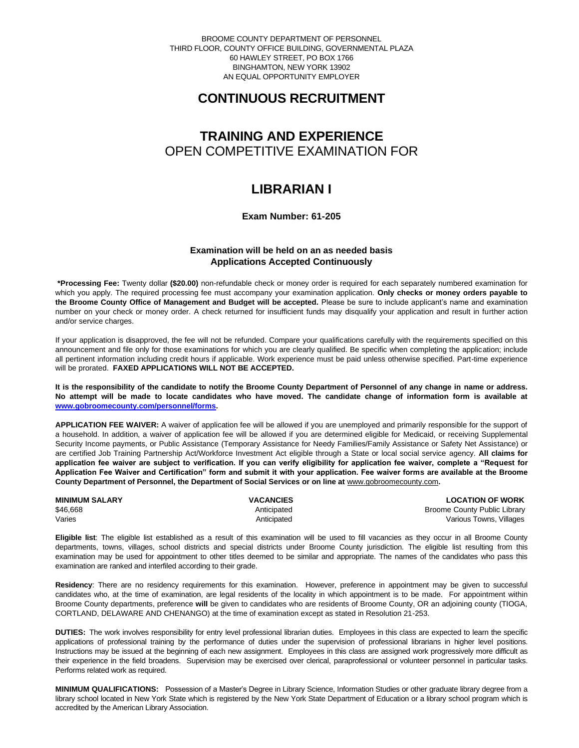BROOME COUNTY DEPARTMENT OF PERSONNEL
THIRD FLOOR, COUNTY OFFICE BUILDING, GOVERNMENTAL PLAZA
60 HAWLEY STREET, PO BOX 1766
BINGHAMTON, NEW YORK 13902
AN EQUAL OPPORTUNITY EMPLOYER

# CONTINUOUS RECRUITMENT

# TRAINING AND EXPERIENCE
OPEN COMPETITIVE EXAMINATION FOR

# LIBRARIAN I

**Exam Number: 61-205**

**Examination will be held on an as needed basis**
**Applications Accepted Continuously**

**\*Processing Fee:** Twenty dollar **($20.00)** non-refundable check or money order is required for each separately numbered examination for which you apply. The required processing fee must accompany your examination application. **Only checks or money orders payable to the Broome County Office of Management and Budget will be accepted.** Please be sure to include applicant's name and examination number on your check or money order. A check returned for insufficient funds may disqualify your application and result in further action and/or service charges.

If your application is disapproved, the fee will not be refunded. Compare your qualifications carefully with the requirements specified on this announcement and file only for those examinations for which you are clearly qualified. Be specific when completing the application; include all pertinent information including credit hours if applicable. Work experience must be paid unless otherwise specified. Part-time experience will be prorated. **FAXED APPLICATIONS WILL NOT BE ACCEPTED.**

**It is the responsibility of the candidate to notify the Broome County Department of Personnel of any change in name or address. No attempt will be made to locate candidates who have moved. The candidate change of information form is available at www.gobroomecounty.com/personnel/forms.**

**APPLICATION FEE WAIVER:** A waiver of application fee will be allowed if you are unemployed and primarily responsible for the support of a household. In addition, a waiver of application fee will be allowed if you are determined eligible for Medicaid, or receiving Supplemental Security Income payments, or Public Assistance (Temporary Assistance for Needy Families/Family Assistance or Safety Net Assistance) or are certified Job Training Partnership Act/Workforce Investment Act eligible through a State or local social service agency. **All claims for application fee waiver are subject to verification. If you can verify eligibility for application fee waiver, complete a "Request for Application Fee Waiver and Certification" form and submit it with your application. Fee waiver forms are available at the Broome County Department of Personnel, the Department of Social Services or on line at** www.gobroomecounty.com**.**

| MINIMUM SALARY | VACANCIES | LOCATION OF WORK |
|---|---|---|
| $46,668 | Anticipated | Broome County Public Library |
| Varies | Anticipated | Various Towns, Villages |

**Eligible list**: The eligible list established as a result of this examination will be used to fill vacancies as they occur in all Broome County departments, towns, villages, school districts and special districts under Broome County jurisdiction. The eligible list resulting from this examination may be used for appointment to other titles deemed to be similar and appropriate. The names of the candidates who pass this examination are ranked and interfiled according to their grade.

**Residency**: There are no residency requirements for this examination. However, preference in appointment may be given to successful candidates who, at the time of examination, are legal residents of the locality in which appointment is to be made. For appointment within Broome County departments, preference **will** be given to candidates who are residents of Broome County, OR an adjoining county (TIOGA, CORTLAND, DELAWARE AND CHENANGO) at the time of examination except as stated in Resolution 21-253.

**DUTIES:** The work involves responsibility for entry level professional librarian duties. Employees in this class are expected to learn the specific applications of professional training by the performance of duties under the supervision of professional librarians in higher level positions. Instructions may be issued at the beginning of each new assignment. Employees in this class are assigned work progressively more difficult as their experience in the field broadens. Supervision may be exercised over clerical, paraprofessional or volunteer personnel in particular tasks. Performs related work as required.

**MINIMUM QUALIFICATIONS:** Possession of a Master's Degree in Library Science, Information Studies or other graduate library degree from a library school located in New York State which is registered by the New York State Department of Education or a library school program which is accredited by the American Library Association.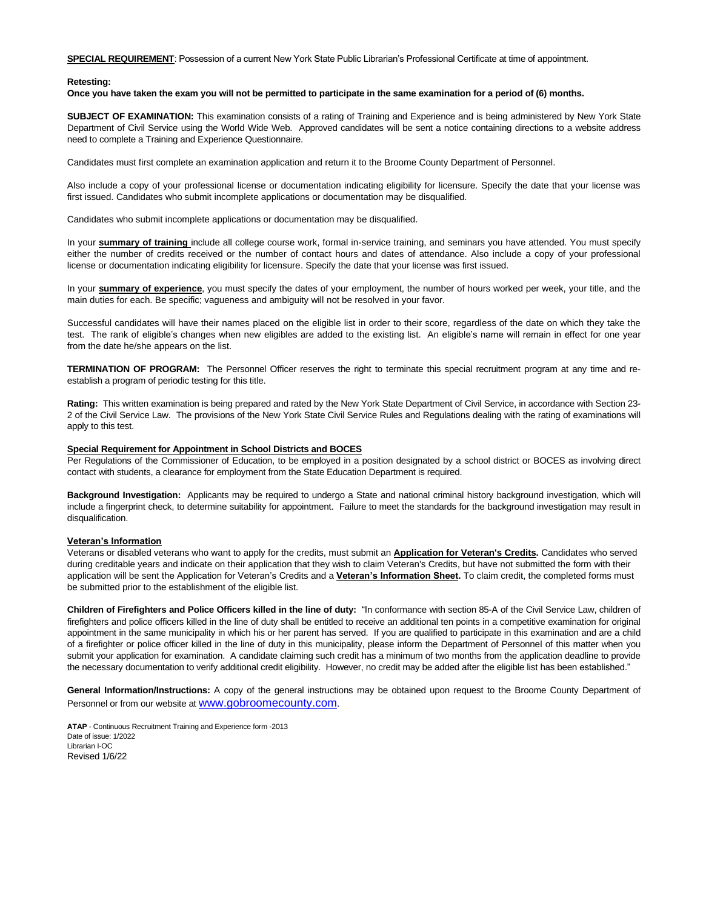**SPECIAL REQUIREMENT**: Possession of a current New York State Public Librarian's Professional Certificate at time of appointment.

**Retesting:**
**Once you have taken the exam you will not be permitted to participate in the same examination for a period of (6) months.**

**SUBJECT OF EXAMINATION:** This examination consists of a rating of Training and Experience and is being administered by New York State Department of Civil Service using the World Wide Web. Approved candidates will be sent a notice containing directions to a website address need to complete a Training and Experience Questionnaire.

Candidates must first complete an examination application and return it to the Broome County Department of Personnel.

Also include a copy of your professional license or documentation indicating eligibility for licensure. Specify the date that your license was first issued. Candidates who submit incomplete applications or documentation may be disqualified.

Candidates who submit incomplete applications or documentation may be disqualified.

In your **summary of training** include all college course work, formal in-service training, and seminars you have attended. You must specify either the number of credits received or the number of contact hours and dates of attendance. Also include a copy of your professional license or documentation indicating eligibility for licensure. Specify the date that your license was first issued.

In your **summary of experience**, you must specify the dates of your employment, the number of hours worked per week, your title, and the main duties for each. Be specific; vagueness and ambiguity will not be resolved in your favor.

Successful candidates will have their names placed on the eligible list in order to their score, regardless of the date on which they take the test. The rank of eligible's changes when new eligibles are added to the existing list. An eligible's name will remain in effect for one year from the date he/she appears on the list.

**TERMINATION OF PROGRAM:** The Personnel Officer reserves the right to terminate this special recruitment program at any time and re-establish a program of periodic testing for this title.

**Rating:** This written examination is being prepared and rated by the New York State Department of Civil Service, in accordance with Section 23-2 of the Civil Service Law. The provisions of the New York State Civil Service Rules and Regulations dealing with the rating of examinations will apply to this test.

**Special Requirement for Appointment in School Districts and BOCES**
Per Regulations of the Commissioner of Education, to be employed in a position designated by a school district or BOCES as involving direct contact with students, a clearance for employment from the State Education Department is required.

**Background Investigation:** Applicants may be required to undergo a State and national criminal history background investigation, which will include a fingerprint check, to determine suitability for appointment. Failure to meet the standards for the background investigation may result in disqualification.

**Veteran's Information**
Veterans or disabled veterans who want to apply for the credits, must submit an **Application for Veteran's Credits.** Candidates who served during creditable years and indicate on their application that they wish to claim Veteran's Credits, but have not submitted the form with their application will be sent the Application for Veteran's Credits and a **Veteran's Information Sheet.** To claim credit, the completed forms must be submitted prior to the establishment of the eligible list.

**Children of Firefighters and Police Officers killed in the line of duty:** "In conformance with section 85-A of the Civil Service Law, children of firefighters and police officers killed in the line of duty shall be entitled to receive an additional ten points in a competitive examination for original appointment in the same municipality in which his or her parent has served. If you are qualified to participate in this examination and are a child of a firefighter or police officer killed in the line of duty in this municipality, please inform the Department of Personnel of this matter when you submit your application for examination. A candidate claiming such credit has a minimum of two months from the application deadline to provide the necessary documentation to verify additional credit eligibility. However, no credit may be added after the eligible list has been established."

**General Information/Instructions:** A copy of the general instructions may be obtained upon request to the Broome County Department of Personnel or from our website at www.gobroomecounty.com.

**ATAP** - Continuous Recruitment Training and Experience form -2013
Date of issue: 1/2022
Librarian I-OC
Revised 1/6/22